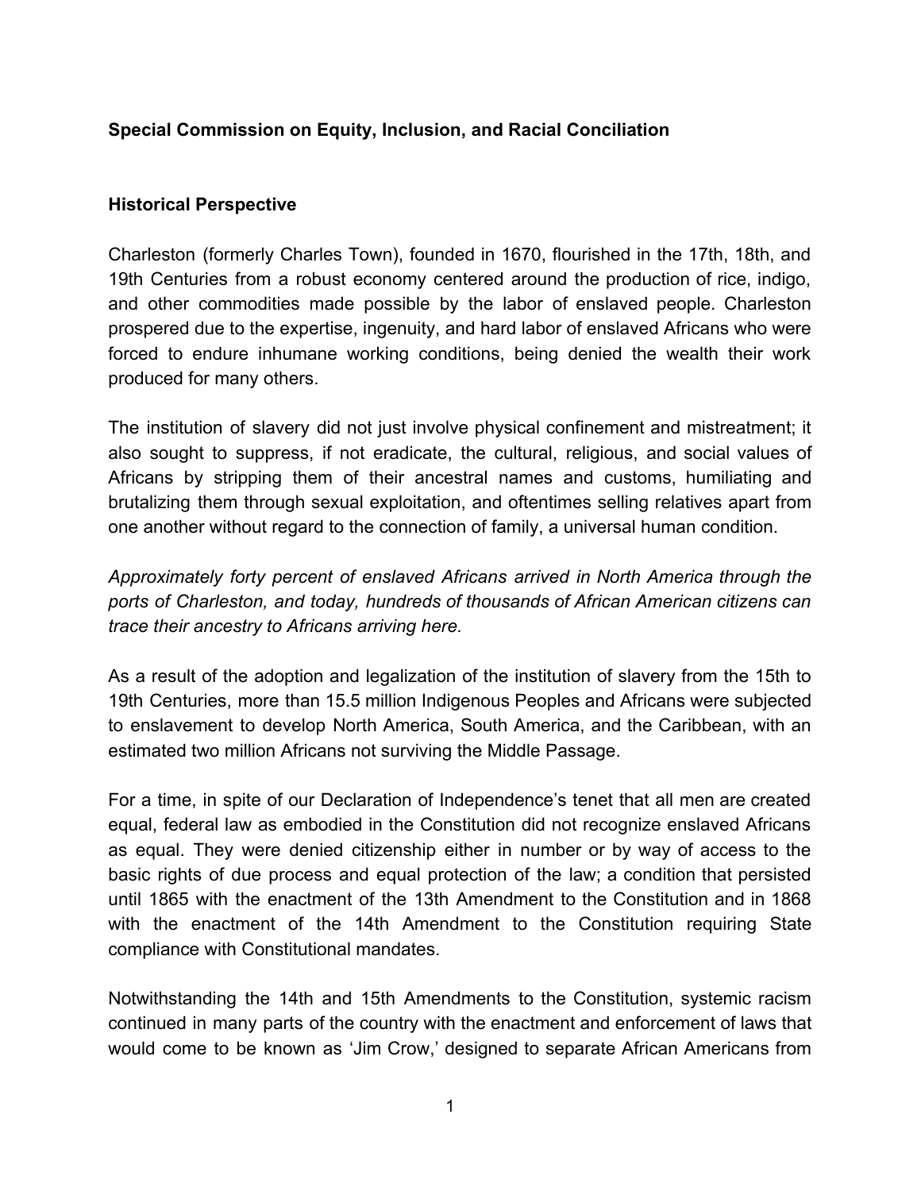**Special Commission on Equity, Inclusion, and Racial Conciliation**

**Historical Perspective**

Charleston (formerly Charles Town), founded in 1670, flourished in the 17th, 18th, and 19th Centuries from a robust economy centered around the production of rice, indigo, and other commodities made possible by the labor of enslaved people. Charleston prospered due to the expertise, ingenuity, and hard labor of enslaved Africans who were forced to endure inhumane working conditions, being denied the wealth their work produced for many others.

The institution of slavery did not just involve physical confinement and mistreatment; it also sought to suppress, if not eradicate, the cultural, religious, and social values of Africans by stripping them of their ancestral names and customs, humiliating and brutalizing them through sexual exploitation, and oftentimes selling relatives apart from one another without regard to the connection of family, a universal human condition.

*Approximately forty percent of enslaved Africans arrived in North America through the ports of Charleston, and today, hundreds of thousands of African American citizens can trace their ancestry to Africans arriving here.*

As a result of the adoption and legalization of the institution of slavery from the 15th to 19th Centuries, more than 15.5 million Indigenous Peoples and Africans were subjected to enslavement to develop North America, South America, and the Caribbean, with an estimated two million Africans not surviving the Middle Passage.

For a time, in spite of our Declaration of Independence's tenet that all men are created equal, federal law as embodied in the Constitution did not recognize enslaved Africans as equal. They were denied citizenship either in number or by way of access to the basic rights of due process and equal protection of the law; a condition that persisted until 1865 with the enactment of the 13th Amendment to the Constitution and in 1868 with the enactment of the 14th Amendment to the Constitution requiring State compliance with Constitutional mandates.

Notwithstanding the 14th and 15th Amendments to the Constitution, systemic racism continued in many parts of the country with the enactment and enforcement of laws that would come to be known as 'Jim Crow,' designed to separate African Americans from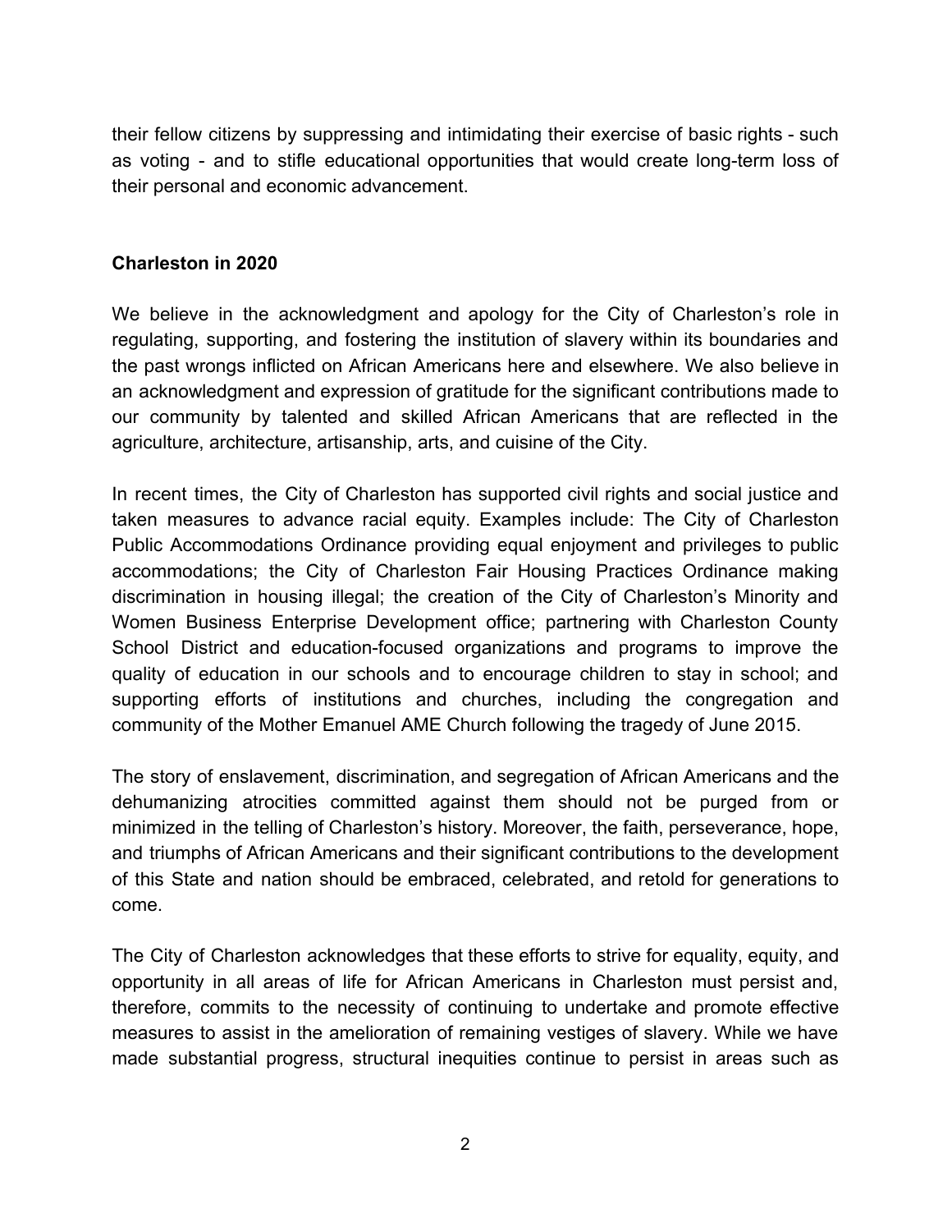their fellow citizens by suppressing and intimidating their exercise of basic rights - such as voting - and to stifle educational opportunities that would create long-term loss of their personal and economic advancement.

**Charleston in 2020**

We believe in the acknowledgment and apology for the City of Charleston's role in regulating, supporting, and fostering the institution of slavery within its boundaries and the past wrongs inflicted on African Americans here and elsewhere. We also believe in an acknowledgment and expression of gratitude for the significant contributions made to our community by talented and skilled African Americans that are reflected in the agriculture, architecture, artisanship, arts, and cuisine of the City.

In recent times, the City of Charleston has supported civil rights and social justice and taken measures to advance racial equity. Examples include: The City of Charleston Public Accommodations Ordinance providing equal enjoyment and privileges to public accommodations; the City of Charleston Fair Housing Practices Ordinance making discrimination in housing illegal; the creation of the City of Charleston's Minority and Women Business Enterprise Development office; partnering with Charleston County School District and education-focused organizations and programs to improve the quality of education in our schools and to encourage children to stay in school; and supporting efforts of institutions and churches, including the congregation and community of the Mother Emanuel AME Church following the tragedy of June 2015.

The story of enslavement, discrimination, and segregation of African Americans and the dehumanizing atrocities committed against them should not be purged from or minimized in the telling of Charleston's history. Moreover, the faith, perseverance, hope, and triumphs of African Americans and their significant contributions to the development of this State and nation should be embraced, celebrated, and retold for generations to come.

The City of Charleston acknowledges that these efforts to strive for equality, equity, and opportunity in all areas of life for African Americans in Charleston must persist and, therefore, commits to the necessity of continuing to undertake and promote effective measures to assist in the amelioration of remaining vestiges of slavery. While we have made substantial progress, structural inequities continue to persist in areas such as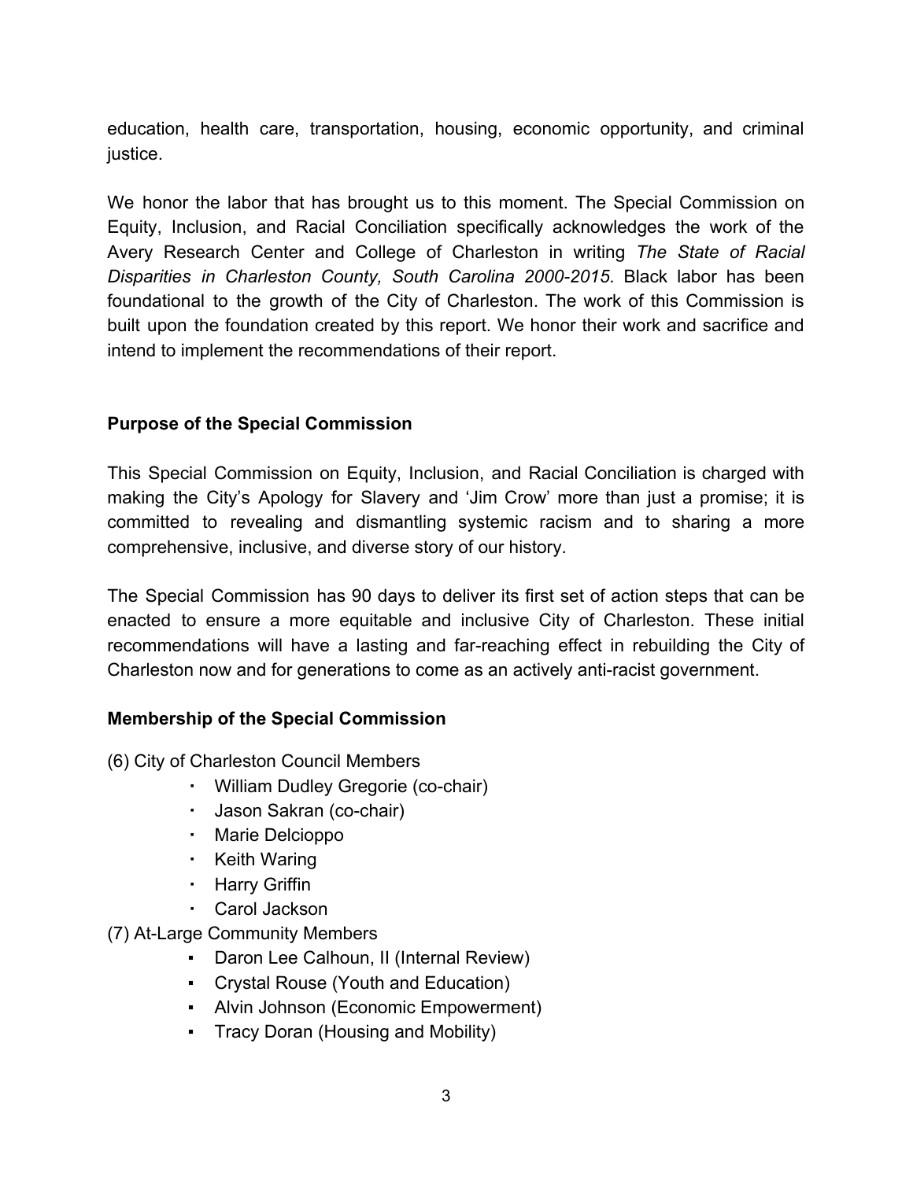education, health care, transportation, housing, economic opportunity, and criminal justice.

We honor the labor that has brought us to this moment. The Special Commission on Equity, Inclusion, and Racial Conciliation specifically acknowledges the work of the Avery Research Center and College of Charleston in writing *The State of Racial Disparities in Charleston County, South Carolina 2000-2015*. Black labor has been foundational to the growth of the City of Charleston. The work of this Commission is built upon the foundation created by this report. We honor their work and sacrifice and intend to implement the recommendations of their report.

**Purpose of the Special Commission**

This Special Commission on Equity, Inclusion, and Racial Conciliation is charged with making the City's Apology for Slavery and 'Jim Crow' more than just a promise; it is committed to revealing and dismantling systemic racism and to sharing a more comprehensive, inclusive, and diverse story of our history.

The Special Commission has 90 days to deliver its first set of action steps that can be enacted to ensure a more equitable and inclusive City of Charleston. These initial recommendations will have a lasting and far-reaching effect in rebuilding the City of Charleston now and for generations to come as an actively anti-racist government.

**Membership of the Special Commission**

(6) City of Charleston Council Members

- William Dudley Gregorie (co-chair)
- Jason Sakran (co-chair)
- Marie Delcioppo
- Keith Waring
- Harry Griffin
- Carol Jackson

(7) At-Large Community Members

- Daron Lee Calhoun, II (Internal Review)
- Crystal Rouse (Youth and Education)
- Alvin Johnson (Economic Empowerment)
- Tracy Doran (Housing and Mobility)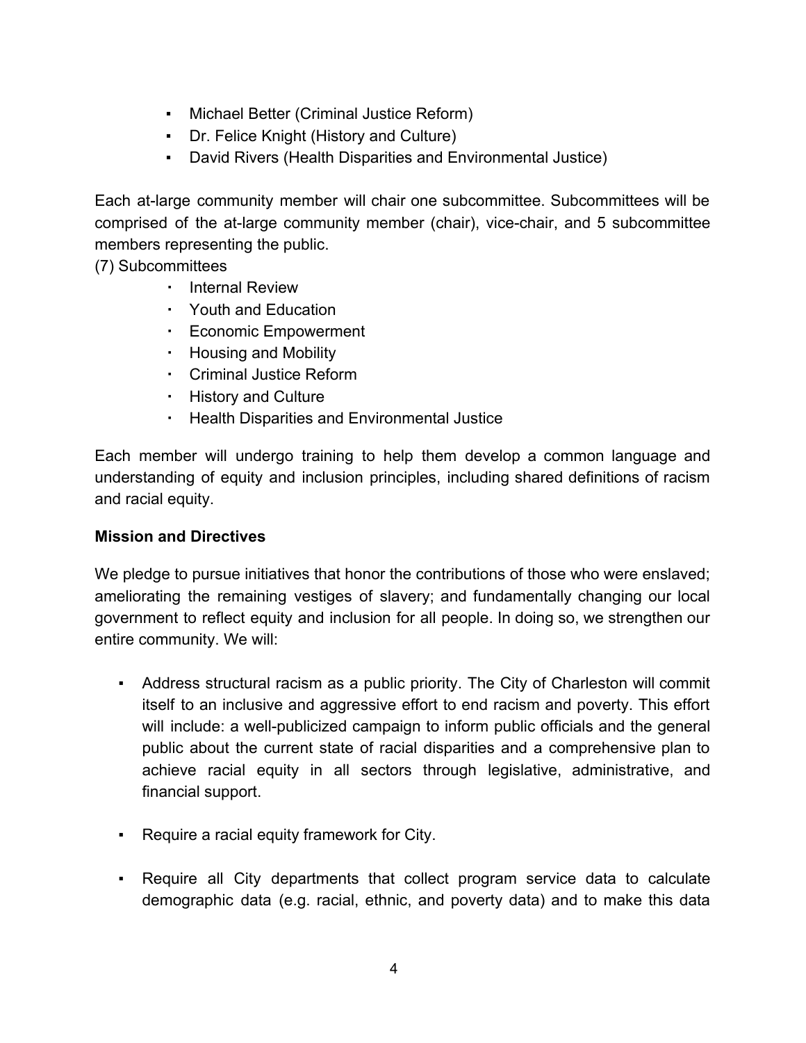- Michael Better (Criminal Justice Reform)
- Dr. Felice Knight (History and Culture)
- David Rivers (Health Disparities and Environmental Justice)

Each at-large community member will chair one subcommittee. Subcommittees will be comprised of the at-large community member (chair), vice-chair, and 5 subcommittee members representing the public.

(7) Subcommittees

- Internal Review
- Youth and Education
- Economic Empowerment
- Housing and Mobility
- Criminal Justice Reform
- History and Culture
- Health Disparities and Environmental Justice

Each member will undergo training to help them develop a common language and understanding of equity and inclusion principles, including shared definitions of racism and racial equity.

**Mission and Directives**

We pledge to pursue initiatives that honor the contributions of those who were enslaved; ameliorating the remaining vestiges of slavery; and fundamentally changing our local government to reflect equity and inclusion for all people. In doing so, we strengthen our entire community. We will:

- Address structural racism as a public priority. The City of Charleston will commit itself to an inclusive and aggressive effort to end racism and poverty. This effort will include: a well-publicized campaign to inform public officials and the general public about the current state of racial disparities and a comprehensive plan to achieve racial equity in all sectors through legislative, administrative, and financial support.

- Require a racial equity framework for City.

- Require all City departments that collect program service data to calculate demographic data (e.g. racial, ethnic, and poverty data) and to make this data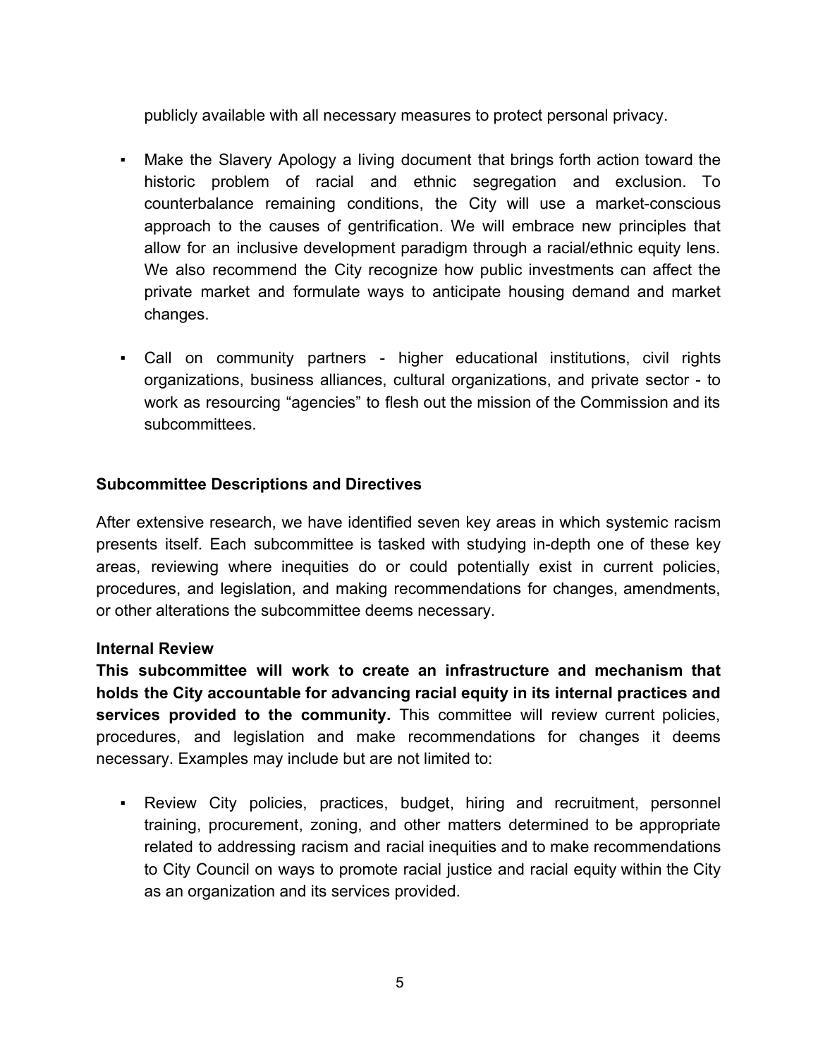publicly available with all necessary measures to protect personal privacy.

- Make the Slavery Apology a living document that brings forth action toward the historic problem of racial and ethnic segregation and exclusion. To counterbalance remaining conditions, the City will use a market-conscious approach to the causes of gentrification. We will embrace new principles that allow for an inclusive development paradigm through a racial/ethnic equity lens. We also recommend the City recognize how public investments can affect the private market and formulate ways to anticipate housing demand and market changes.

- Call on community partners - higher educational institutions, civil rights organizations, business alliances, cultural organizations, and private sector - to work as resourcing "agencies" to flesh out the mission of the Commission and its subcommittees.

**Subcommittee Descriptions and Directives**

After extensive research, we have identified seven key areas in which systemic racism presents itself. Each subcommittee is tasked with studying in-depth one of these key areas, reviewing where inequities do or could potentially exist in current policies, procedures, and legislation, and making recommendations for changes, amendments, or other alterations the subcommittee deems necessary.

**Internal Review**

**This subcommittee will work to create an infrastructure and mechanism that holds the City accountable for advancing racial equity in its internal practices and services provided to the community.** This committee will review current policies, procedures, and legislation and make recommendations for changes it deems necessary. Examples may include but are not limited to:

- Review City policies, practices, budget, hiring and recruitment, personnel training, procurement, zoning, and other matters determined to be appropriate related to addressing racism and racial inequities and to make recommendations to City Council on ways to promote racial justice and racial equity within the City as an organization and its services provided.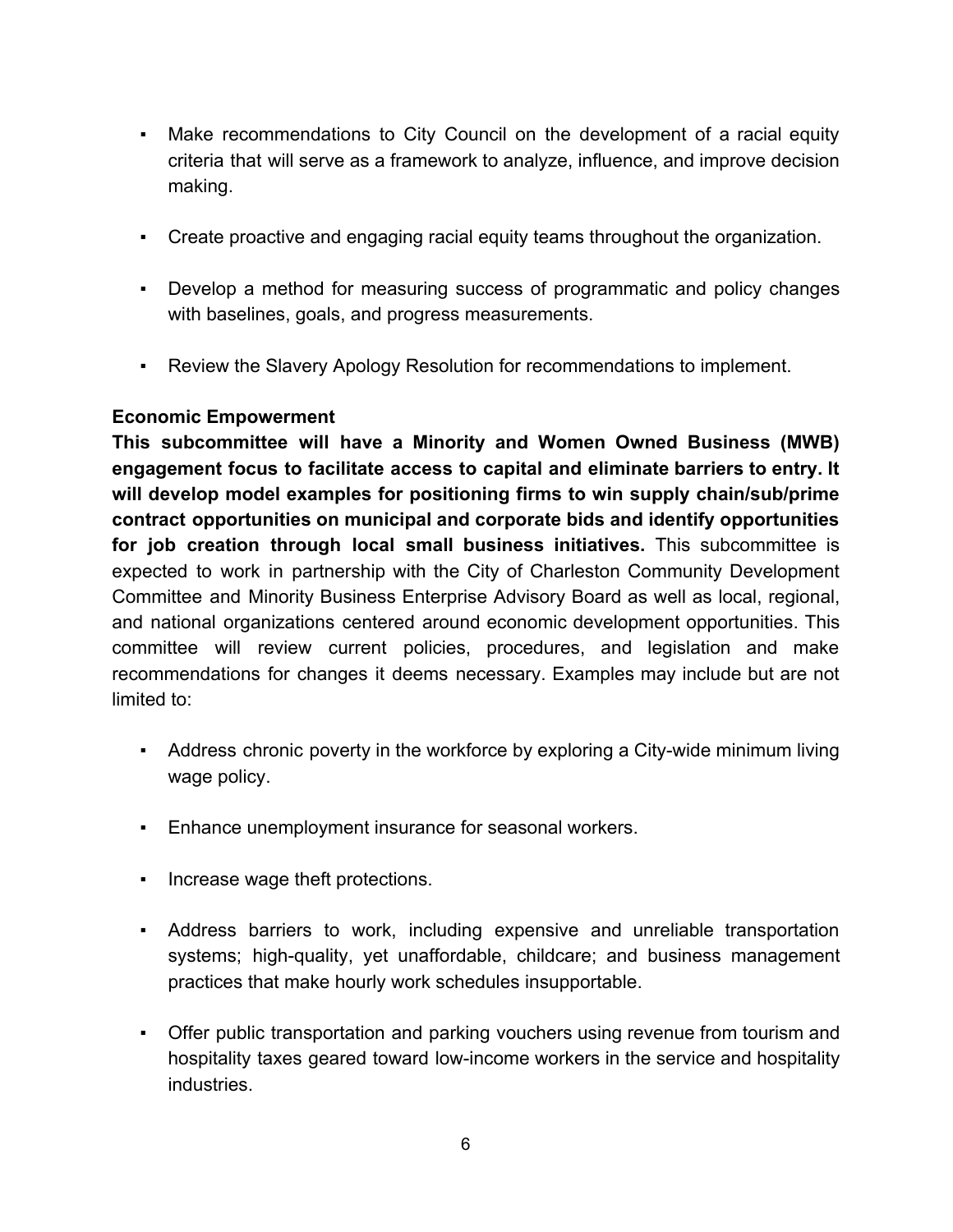- Make recommendations to City Council on the development of a racial equity criteria that will serve as a framework to analyze, influence, and improve decision making.

- Create proactive and engaging racial equity teams throughout the organization.

- Develop a method for measuring success of programmatic and policy changes with baselines, goals, and progress measurements.

- Review the Slavery Apology Resolution for recommendations to implement.

**Economic Empowerment**

**This subcommittee will have a Minority and Women Owned Business (MWB) engagement focus to facilitate access to capital and eliminate barriers to entry. It will develop model examples for positioning firms to win supply chain/sub/prime contract opportunities on municipal and corporate bids and identify opportunities for job creation through local small business initiatives.** This subcommittee is expected to work in partnership with the City of Charleston Community Development Committee and Minority Business Enterprise Advisory Board as well as local, regional, and national organizations centered around economic development opportunities. This committee will review current policies, procedures, and legislation and make recommendations for changes it deems necessary. Examples may include but are not limited to:

- Address chronic poverty in the workforce by exploring a City-wide minimum living wage policy.

- Enhance unemployment insurance for seasonal workers.

- Increase wage theft protections.

- Address barriers to work, including expensive and unreliable transportation systems; high-quality, yet unaffordable, childcare; and business management practices that make hourly work schedules insupportable.

- Offer public transportation and parking vouchers using revenue from tourism and hospitality taxes geared toward low-income workers in the service and hospitality industries.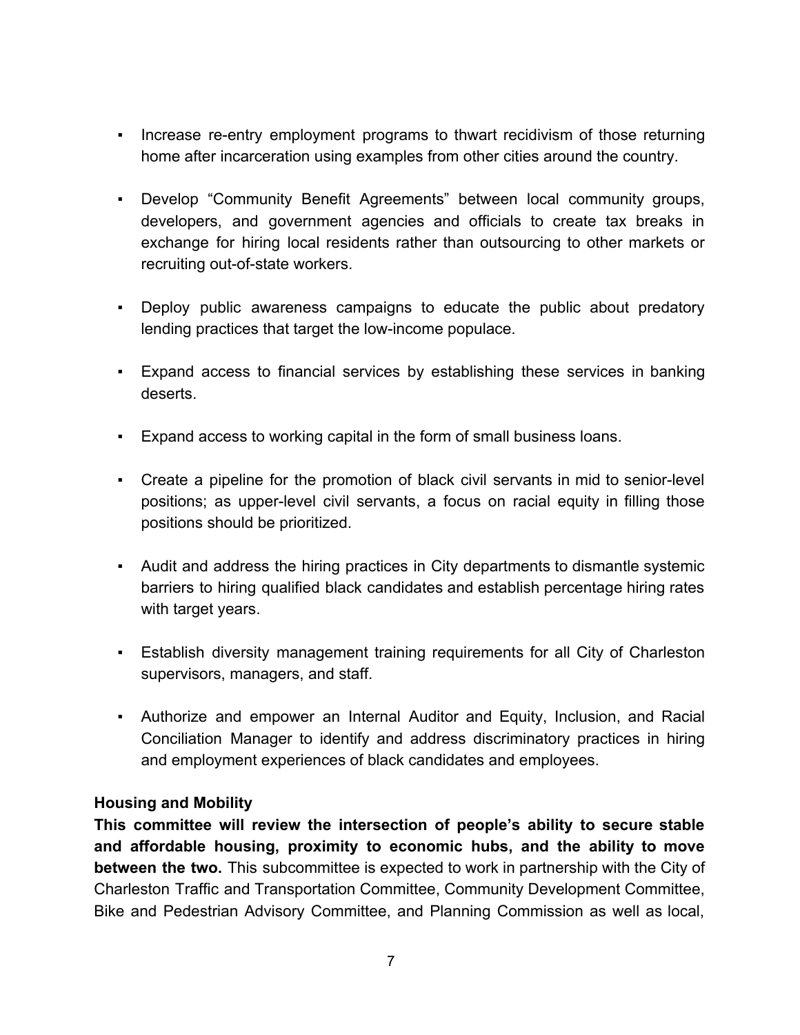- Increase re-entry employment programs to thwart recidivism of those returning home after incarceration using examples from other cities around the country.

- Develop "Community Benefit Agreements" between local community groups, developers, and government agencies and officials to create tax breaks in exchange for hiring local residents rather than outsourcing to other markets or recruiting out-of-state workers.

- Deploy public awareness campaigns to educate the public about predatory lending practices that target the low-income populace.

- Expand access to financial services by establishing these services in banking deserts.

- Expand access to working capital in the form of small business loans.

- Create a pipeline for the promotion of black civil servants in mid to senior-level positions; as upper-level civil servants, a focus on racial equity in filling those positions should be prioritized.

- Audit and address the hiring practices in City departments to dismantle systemic barriers to hiring qualified black candidates and establish percentage hiring rates with target years.

- Establish diversity management training requirements for all City of Charleston supervisors, managers, and staff.

- Authorize and empower an Internal Auditor and Equity, Inclusion, and Racial Conciliation Manager to identify and address discriminatory practices in hiring and employment experiences of black candidates and employees.

**Housing and Mobility**

**This committee will review the intersection of people's ability to secure stable and affordable housing, proximity to economic hubs, and the ability to move between the two.** This subcommittee is expected to work in partnership with the City of Charleston Traffic and Transportation Committee, Community Development Committee, Bike and Pedestrian Advisory Committee, and Planning Commission as well as local,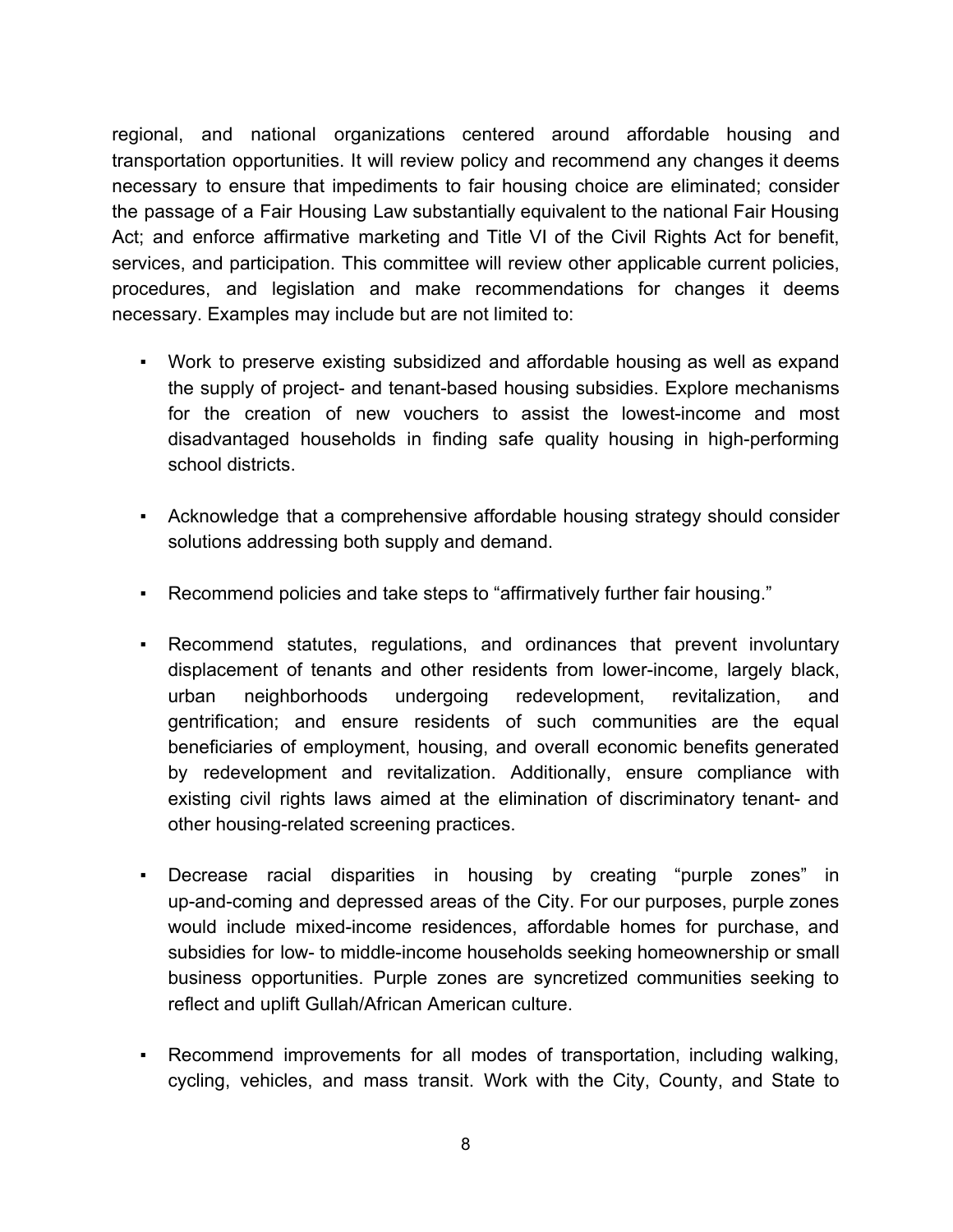regional, and national organizations centered around affordable housing and transportation opportunities. It will review policy and recommend any changes it deems necessary to ensure that impediments to fair housing choice are eliminated; consider the passage of a Fair Housing Law substantially equivalent to the national Fair Housing Act; and enforce affirmative marketing and Title VI of the Civil Rights Act for benefit, services, and participation. This committee will review other applicable current policies, procedures, and legislation and make recommendations for changes it deems necessary. Examples may include but are not limited to:

- Work to preserve existing subsidized and affordable housing as well as expand the supply of project- and tenant-based housing subsidies. Explore mechanisms for the creation of new vouchers to assist the lowest-income and most disadvantaged households in finding safe quality housing in high-performing school districts.

- Acknowledge that a comprehensive affordable housing strategy should consider solutions addressing both supply and demand.

- Recommend policies and take steps to "affirmatively further fair housing."

- Recommend statutes, regulations, and ordinances that prevent involuntary displacement of tenants and other residents from lower-income, largely black, urban neighborhoods undergoing redevelopment, revitalization, and gentrification; and ensure residents of such communities are the equal beneficiaries of employment, housing, and overall economic benefits generated by redevelopment and revitalization. Additionally, ensure compliance with existing civil rights laws aimed at the elimination of discriminatory tenant- and other housing-related screening practices.

- Decrease racial disparities in housing by creating "purple zones" in up-and-coming and depressed areas of the City. For our purposes, purple zones would include mixed-income residences, affordable homes for purchase, and subsidies for low- to middle-income households seeking homeownership or small business opportunities. Purple zones are syncretized communities seeking to reflect and uplift Gullah/African American culture.

- Recommend improvements for all modes of transportation, including walking, cycling, vehicles, and mass transit. Work with the City, County, and State to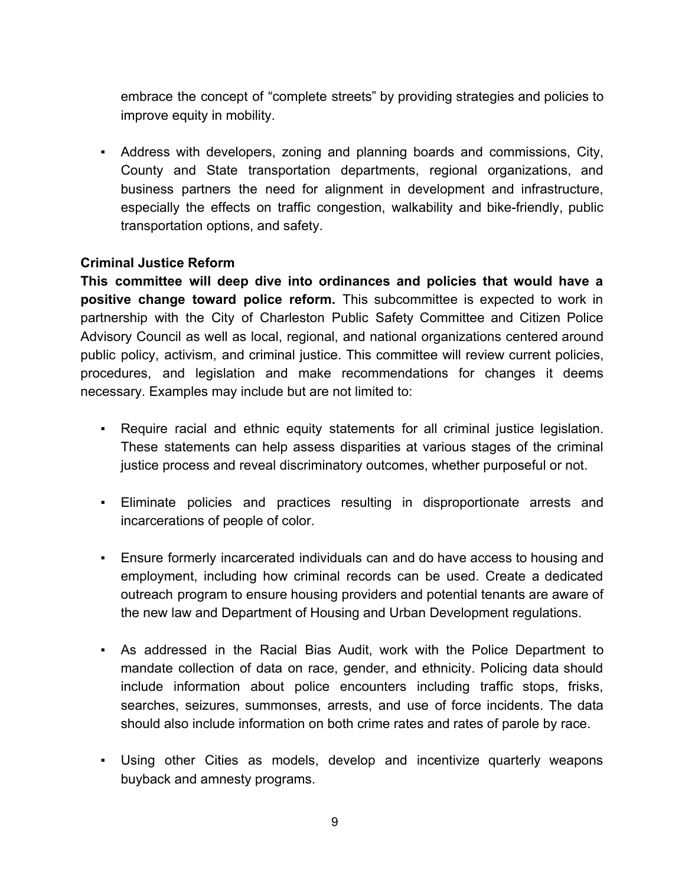embrace the concept of "complete streets" by providing strategies and policies to improve equity in mobility.

- Address with developers, zoning and planning boards and commissions, City, County and State transportation departments, regional organizations, and business partners the need for alignment in development and infrastructure, especially the effects on traffic congestion, walkability and bike-friendly, public transportation options, and safety.

**Criminal Justice Reform**

**This committee will deep dive into ordinances and policies that would have a positive change toward police reform.** This subcommittee is expected to work in partnership with the City of Charleston Public Safety Committee and Citizen Police Advisory Council as well as local, regional, and national organizations centered around public policy, activism, and criminal justice. This committee will review current policies, procedures, and legislation and make recommendations for changes it deems necessary. Examples may include but are not limited to:

- Require racial and ethnic equity statements for all criminal justice legislation. These statements can help assess disparities at various stages of the criminal justice process and reveal discriminatory outcomes, whether purposeful or not.

- Eliminate policies and practices resulting in disproportionate arrests and incarcerations of people of color.

- Ensure formerly incarcerated individuals can and do have access to housing and employment, including how criminal records can be used. Create a dedicated outreach program to ensure housing providers and potential tenants are aware of the new law and Department of Housing and Urban Development regulations.

- As addressed in the Racial Bias Audit, work with the Police Department to mandate collection of data on race, gender, and ethnicity. Policing data should include information about police encounters including traffic stops, frisks, searches, seizures, summonses, arrests, and use of force incidents. The data should also include information on both crime rates and rates of parole by race.

- Using other Cities as models, develop and incentivize quarterly weapons buyback and amnesty programs.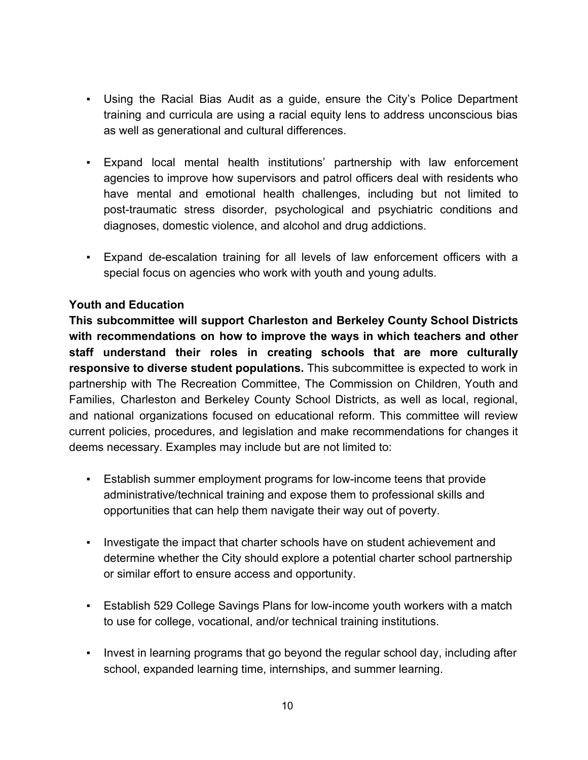- Using the Racial Bias Audit as a guide, ensure the City's Police Department training and curricula are using a racial equity lens to address unconscious bias as well as generational and cultural differences.

- Expand local mental health institutions' partnership with law enforcement agencies to improve how supervisors and patrol officers deal with residents who have mental and emotional health challenges, including but not limited to post-traumatic stress disorder, psychological and psychiatric conditions and diagnoses, domestic violence, and alcohol and drug addictions.

- Expand de-escalation training for all levels of law enforcement officers with a special focus on agencies who work with youth and young adults.

**Youth and Education**

**This subcommittee will support Charleston and Berkeley County School Districts with recommendations on how to improve the ways in which teachers and other staff understand their roles in creating schools that are more culturally responsive to diverse student populations.** This subcommittee is expected to work in partnership with The Recreation Committee, The Commission on Children, Youth and Families, Charleston and Berkeley County School Districts, as well as local, regional, and national organizations focused on educational reform. This committee will review current policies, procedures, and legislation and make recommendations for changes it deems necessary. Examples may include but are not limited to:

- Establish summer employment programs for low-income teens that provide administrative/technical training and expose them to professional skills and opportunities that can help them navigate their way out of poverty.

- Investigate the impact that charter schools have on student achievement and determine whether the City should explore a potential charter school partnership or similar effort to ensure access and opportunity.

- Establish 529 College Savings Plans for low-income youth workers with a match to use for college, vocational, and/or technical training institutions.

- Invest in learning programs that go beyond the regular school day, including after school, expanded learning time, internships, and summer learning.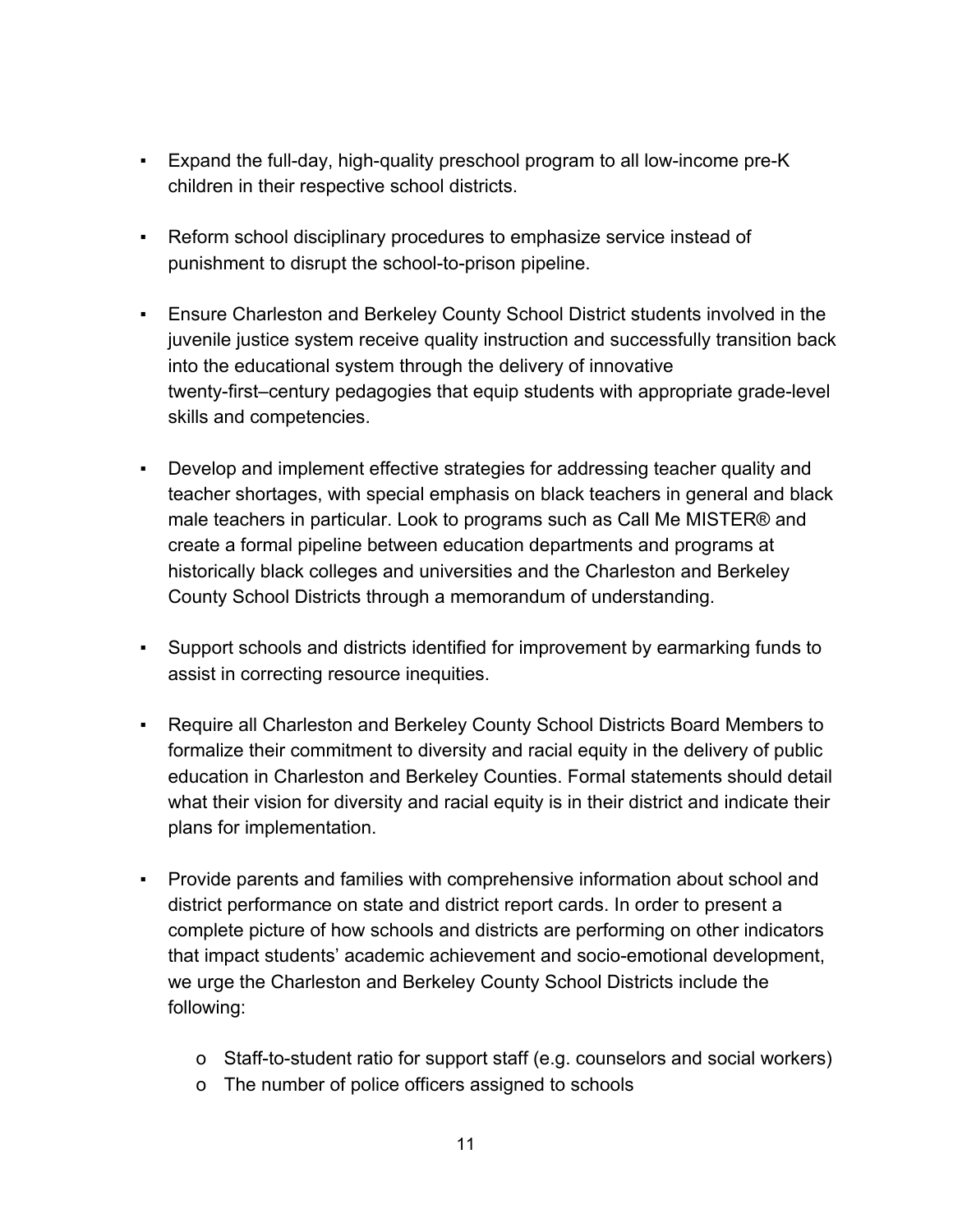- Expand the full-day, high-quality preschool program to all low-income pre-K children in their respective school districts.

- Reform school disciplinary procedures to emphasize service instead of punishment to disrupt the school-to-prison pipeline.

- Ensure Charleston and Berkeley County School District students involved in the juvenile justice system receive quality instruction and successfully transition back into the educational system through the delivery of innovative twenty-first–century pedagogies that equip students with appropriate grade-level skills and competencies.

- Develop and implement effective strategies for addressing teacher quality and teacher shortages, with special emphasis on black teachers in general and black male teachers in particular. Look to programs such as Call Me MISTER® and create a formal pipeline between education departments and programs at historically black colleges and universities and the Charleston and Berkeley County School Districts through a memorandum of understanding.

- Support schools and districts identified for improvement by earmarking funds to assist in correcting resource inequities.

- Require all Charleston and Berkeley County School Districts Board Members to formalize their commitment to diversity and racial equity in the delivery of public education in Charleston and Berkeley Counties. Formal statements should detail what their vision for diversity and racial equity is in their district and indicate their plans for implementation.

- Provide parents and families with comprehensive information about school and district performance on state and district report cards. In order to present a complete picture of how schools and districts are performing on other indicators that impact students' academic achievement and socio-emotional development, we urge the Charleston and Berkeley County School Districts include the following:

    - Staff-to-student ratio for support staff (e.g. counselors and social workers)
    - The number of police officers assigned to schools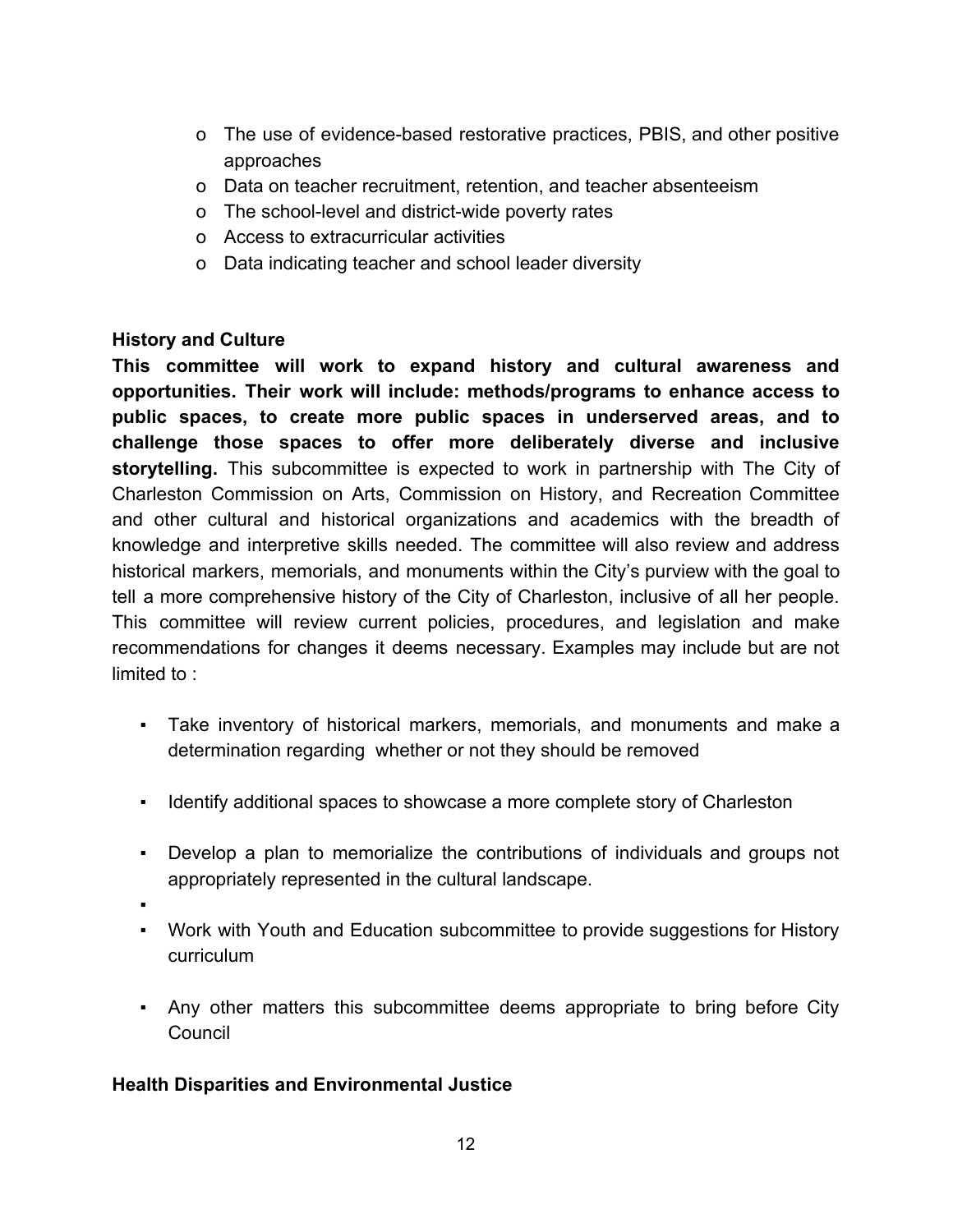- The use of evidence-based restorative practices, PBIS, and other positive approaches
- Data on teacher recruitment, retention, and teacher absenteeism
- The school-level and district-wide poverty rates
- Access to extracurricular activities
- Data indicating teacher and school leader diversity

**History and Culture**

**This committee will work to expand history and cultural awareness and opportunities. Their work will include: methods/programs to enhance access to public spaces, to create more public spaces in underserved areas, and to challenge those spaces to offer more deliberately diverse and inclusive storytelling.** This subcommittee is expected to work in partnership with The City of Charleston Commission on Arts, Commission on History, and Recreation Committee and other cultural and historical organizations and academics with the breadth of knowledge and interpretive skills needed. The committee will also review and address historical markers, memorials, and monuments within the City's purview with the goal to tell a more comprehensive history of the City of Charleston, inclusive of all her people. This committee will review current policies, procedures, and legislation and make recommendations for changes it deems necessary. Examples may include but are not limited to :

- Take inventory of historical markers, memorials, and monuments and make a determination regarding whether or not they should be removed
- Identify additional spaces to showcase a more complete story of Charleston
- Develop a plan to memorialize the contributions of individuals and groups not appropriately represented in the cultural landscape.
- Work with Youth and Education subcommittee to provide suggestions for History curriculum
- Any other matters this subcommittee deems appropriate to bring before City Council

**Health Disparities and Environmental Justice**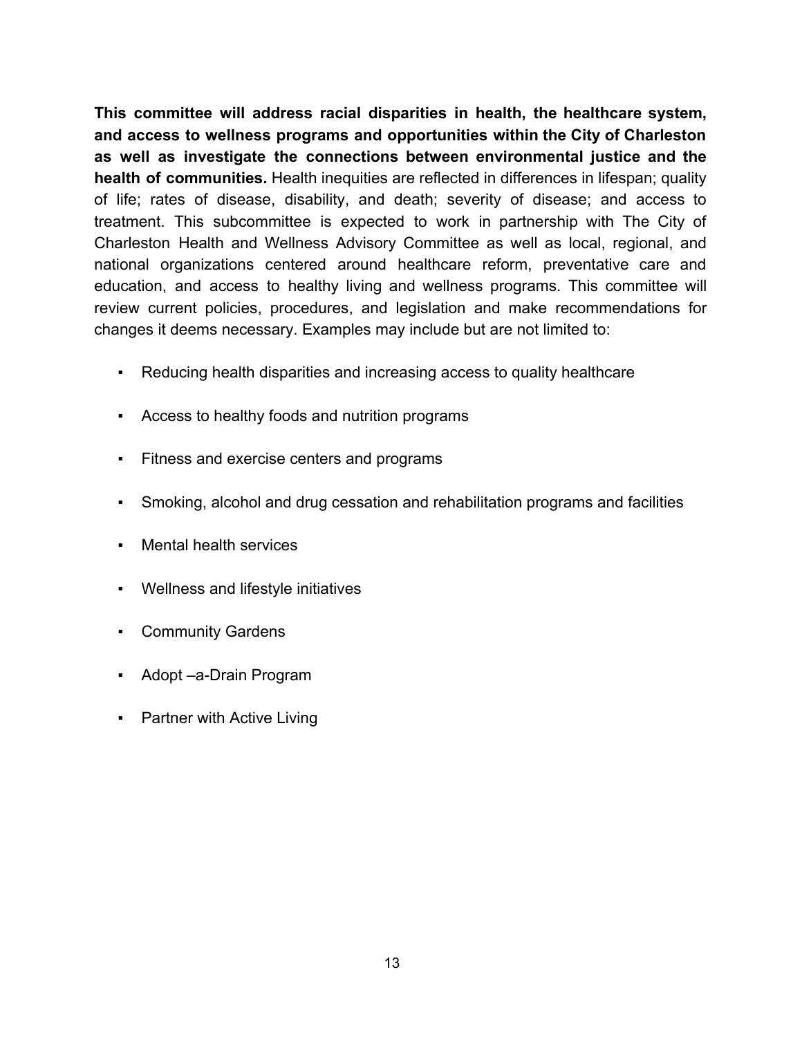**This committee will address racial disparities in health, the healthcare system, and access to wellness programs and opportunities within the City of Charleston as well as investigate the connections between environmental justice and the health of communities.** Health inequities are reflected in differences in lifespan; quality of life; rates of disease, disability, and death; severity of disease; and access to treatment. This subcommittee is expected to work in partnership with The City of Charleston Health and Wellness Advisory Committee as well as local, regional, and national organizations centered around healthcare reform, preventative care and education, and access to healthy living and wellness programs. This committee will review current policies, procedures, and legislation and make recommendations for changes it deems necessary. Examples may include but are not limited to:

- Reducing health disparities and increasing access to quality healthcare
- Access to healthy foods and nutrition programs
- Fitness and exercise centers and programs
- Smoking, alcohol and drug cessation and rehabilitation programs and facilities
- Mental health services
- Wellness and lifestyle initiatives
- Community Gardens
- Adopt –a-Drain Program
- Partner with Active Living